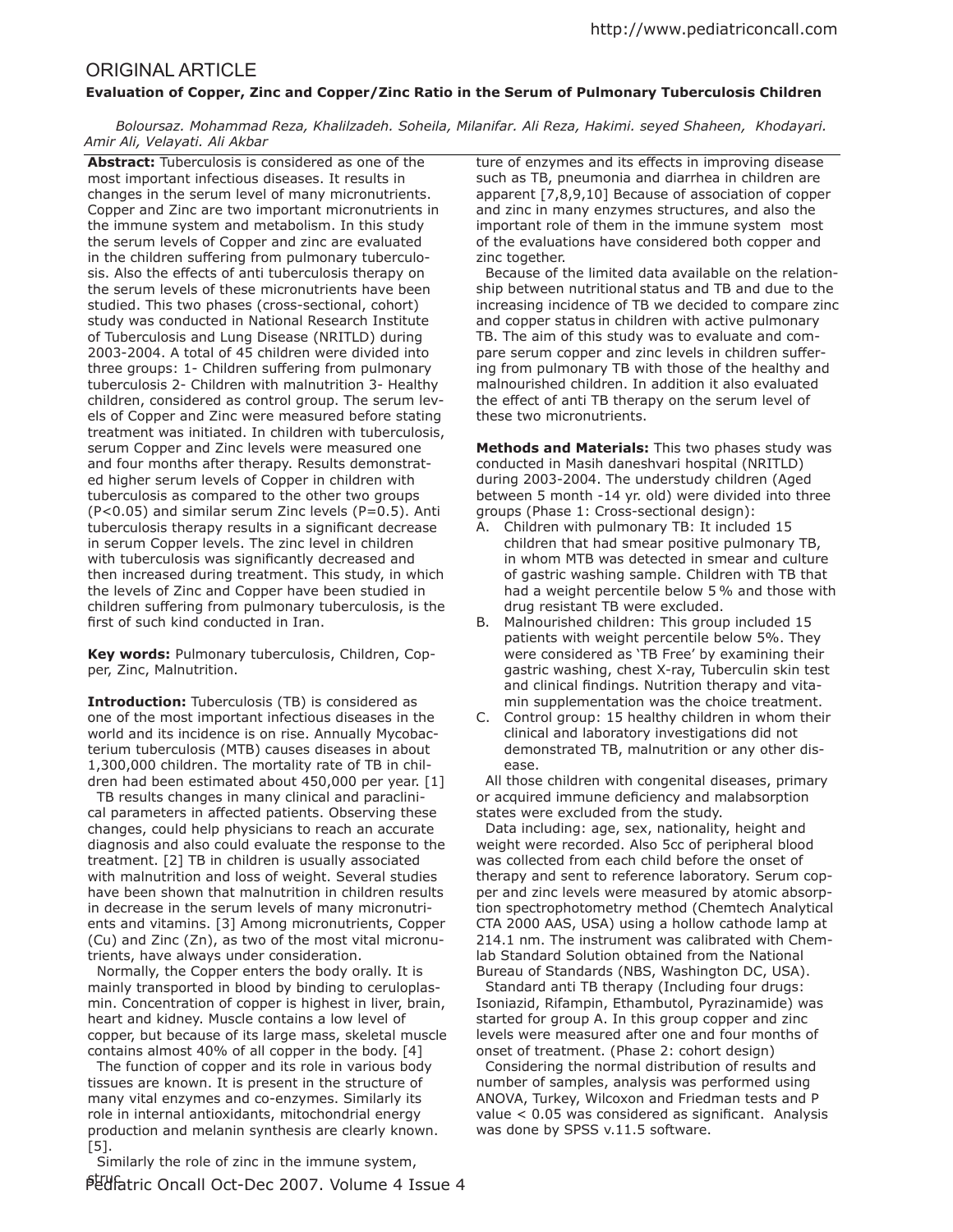## ORIGINAL ARTICLE

### Evaluation of Copper, Zinc and Copper/Zinc Ratio in the Serum of Pulmonary Tuberculosis Children

*Boloursaz. Mohammad Reza, Khalilzadeh. Soheila, Milanifar. Ali Reza, Hakimi. seyed Shaheen, Khodayari. Amir Ali, Velayati. Ali Akbar*

**Abstract:** Tuberculosis is considered as one of the most important infectious diseases. It results in changes in the serum level of many micronutrients. Copper and Zinc are two important micronutrients in the immune system and metabolism. In this study the serum levels of Copper and zinc are evaluated in the children suffering from pulmonary tuberculosis. Also the effects of anti tuberculosis therapy on the serum levels of these micronutrients have been studied. This two phases (cross-sectional, cohort) study was conducted in National Research Institute of Tuberculosis and Lung Disease (NRITLD) during 2003-2004. A total of 45 children were divided into three groups: 1- Children suffering from pulmonary tuberculosis 2- Children with malnutrition 3- Healthy children, considered as control group. The serum levels of Copper and Zinc were measured before stating treatment was initiated. In children with tuberculosis, serum Copper and Zinc levels were measured one and four months after therapy. Results demonstrated higher serum levels of Copper in children with tuberculosis as compared to the other two groups ($P<0.05$) and similar serum Zinc levels ($P=0.5$). Anti tuberculosis therapy results in a significant decrease in serum Copper levels. The zinc level in children with tuberculosis was significantly decreased and then increased during treatment. This study, in which the levels of Zinc and Copper have been studied in children suffering from pulmonary tuberculosis, is the first of such kind conducted in Iran.

**Key words:** Pulmonary tuberculosis, Children, Copper, Zinc, Malnutrition.

**Introduction:** Tuberculosis (TB) is considered as one of the most important infectious diseases in the world and its incidence is on rise. Annually Mycobacterium tuberculosis (MTB) causes diseases in about 1,300,000 children. The mortality rate of TB in children had been estimated about 450,000 per year. [1]

TB results changes in many clinical and paraclinical parameters in affected patients. Observing these changes, could help physicians to reach an accurate diagnosis and also could evaluate the response to the treatment. [2] TB in children is usually associated with malnutrition and loss of weight. Several studies have been shown that malnutrition in children results in decrease in the serum levels of many micronutrients and vitamins. [3] Among micronutrients, Copper (Cu) and Zinc (Zn), as two of the most vital micronutrients, have always under consideration.

Normally, the Copper enters the body orally. It is mainly transported in blood by binding to ceruloplasmin. Concentration of copper is highest in liver, brain, heart and kidney. Muscle contains a low level of copper, but because of its large mass, skeletal muscle contains almost 40% of all copper in the body. [4]

The function of copper and its role in various body tissues are known. It is present in the structure of many vital enzymes and co-enzymes. Similarly its role in internal antioxidants, mitochondrial energy production and melanin synthesis are clearly known. [5].

Similarly the role of zinc in the immune system, structure of enzymes and its effects in improving disease such as TB, pneumonia and diarrhea in children are apparent [7,8,9,10] Because of association of copper and zinc in many enzymes structures, and also the important role of them in the immune system most of the evaluations have considered both copper and zinc together.

Because of the limited data available on the relationship between nutritional status and TB and due to the increasing incidence of TB we decided to compare zinc and copper status in children with active pulmonary TB. The aim of this study was to evaluate and compare serum copper and zinc levels in children suffering from pulmonary TB with those of the healthy and malnourished children. In addition it also evaluated the effect of anti TB therapy on the serum level of these two micronutrients.

**Methods and Materials:** This two phases study was conducted in Masih daneshvari hospital (NRITLD) during 2003-2004. The understudy children (Aged between 5 month -14 yr. old) were divided into three groups (Phase 1: Cross-sectional design):

A. Children with pulmonary TB: It included 15 children that had smear positive pulmonary TB, in whom MTB was detected in smear and culture of gastric washing sample. Children with TB that had a weight percentile below 5 % and those with drug resistant TB were excluded.
B. Malnourished children: This group included 15 patients with weight percentile below 5%. They were considered as 'TB Free' by examining their gastric washing, chest X-ray, Tuberculin skin test and clinical findings. Nutrition therapy and vitamin supplementation was the choice treatment.
C. Control group: 15 healthy children in whom their clinical and laboratory investigations did not demonstrated TB, malnutrition or any other disease.

All those children with congenital diseases, primary or acquired immune deficiency and malabsorption states were excluded from the study.

Data including: age, sex, nationality, height and weight were recorded. Also 5cc of peripheral blood was collected from each child before the onset of therapy and sent to reference laboratory. Serum copper and zinc levels were measured by atomic absorption spectrophotometry method (Chemtech Analytical CTA 2000 AAS, USA) using a hollow cathode lamp at 214.1 nm. The instrument was calibrated with Chemlab Standard Solution obtained from the National Bureau of Standards (NBS, Washington DC, USA).

Standard anti TB therapy (Including four drugs: Isoniazid, Rifampin, Ethambutol, Pyrazinamide) was started for group A. In this group copper and zinc levels were measured after one and four months of onset of treatment. (Phase 2: cohort design)

Considering the normal distribution of results and number of samples, analysis was performed using ANOVA, Turkey, Wilcoxon and Friedman tests and P value < 0.05 was considered as significant. Analysis was done by SPSS v.11.5 software.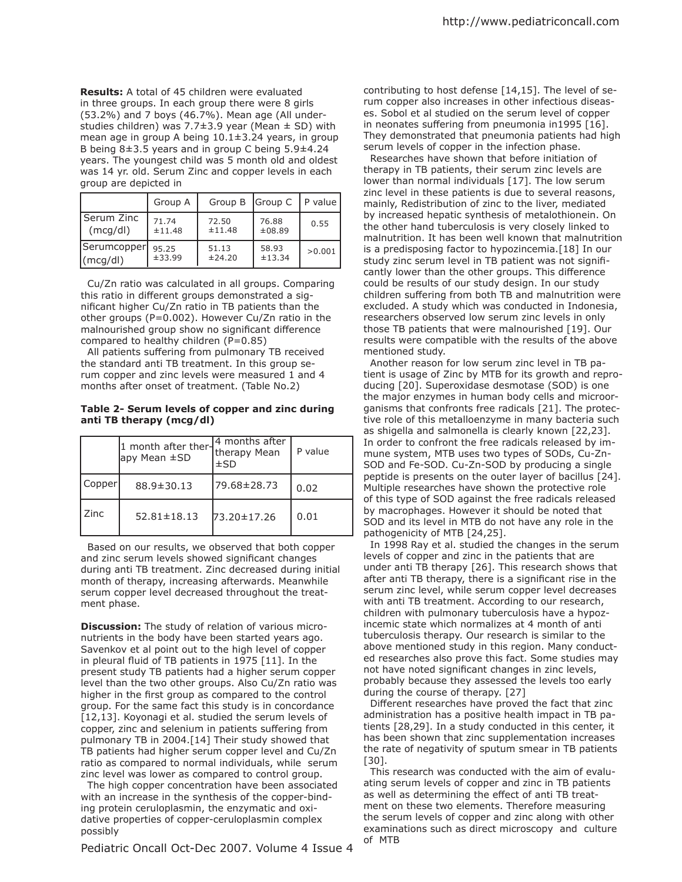**Results:** A total of 45 children were evaluated in three groups. In each group there were 8 girls (53.2%) and 7 boys (46.7%). Mean age (All under-studies children) was 7.7±3.9 year (Mean ± SD) with mean age in group A being 10.1±3.24 years, in group B being 8±3.5 years and in group C being 5.9±4.24 years. The youngest child was 5 month old and oldest was 14 yr. old. Serum Zinc and copper levels in each group are depicted in

| | Group A | Group B | Group C | P value |
|---|---|---|---|---|
| Serum Zinc (mcg/dl) | 71.74 ±11.48 | 72.50 ±11.48 | 76.88 ±08.89 | 0.55 |
| Serumcopper (mcg/dl) | 95.25 ±33.99 | 51.13 ±24.20 | 58.93 ±13.34 | >0.001 |

Cu/Zn ratio was calculated in all groups. Comparing this ratio in different groups demonstrated a significant higher Cu/Zn ratio in TB patients than the other groups (P=0.002). However Cu/Zn ratio in the malnourished group show no significant difference compared to healthy children (P=0.85)

All patients suffering from pulmonary TB received the standard anti TB treatment. In this group serum copper and zinc levels were measured 1 and 4 months after onset of treatment. (Table No.2)

**Table 2- Serum levels of copper and zinc during anti TB therapy (mcg/dl)**

| | 1 month after therapy Mean ±SD | 4 months after therapy Mean ±SD | P value |
|---|---|---|---|
| Copper | 88.9±30.13 | 79.68±28.73 | 0.02 |
| Zinc | 52.81±18.13 | 73.20±17.26 | 0.01 |

Based on our results, we observed that both copper and zinc serum levels showed significant changes during anti TB treatment. Zinc decreased during initial month of therapy, increasing afterwards. Meanwhile serum copper level decreased throughout the treatment phase.

**Discussion:** The study of relation of various micronutrients in the body have been started years ago. Savenkov et al point out to the high level of copper in pleural fluid of TB patients in 1975 [11]. In the present study TB patients had a higher serum copper level than the two other groups. Also Cu/Zn ratio was higher in the first group as compared to the control group. For the same fact this study is in concordance [12,13]. Koyonagi et al. studied the serum levels of copper, zinc and selenium in patients suffering from pulmonary TB in 2004.[14] Their study showed that TB patients had higher serum copper level and Cu/Zn ratio as compared to normal individuals, while serum zinc level was lower as compared to control group.

The high copper concentration have been associated with an increase in the synthesis of the copper-binding protein ceruloplasmin, the enzymatic and oxidative properties of copper-ceruloplasmin complex possibly contributing to host defense [14,15]. The level of serum copper also increases in other infectious diseases. Sobol et al studied on the serum level of copper in neonates suffering from pneumonia in1995 [16]. They demonstrated that pneumonia patients had high serum levels of copper in the infection phase.

Researches have shown that before initiation of therapy in TB patients, their serum zinc levels are lower than normal individuals [17]. The low serum zinc level in these patients is due to several reasons, mainly, Redistribution of zinc to the liver, mediated by increased hepatic synthesis of metalothionein. On the other hand tuberculosis is very closely linked to malnutrition. It has been well known that malnutrition is a predisposing factor to hypozincemia.[18] In our study zinc serum level in TB patient was not significantly lower than the other groups. This difference could be results of our study design. In our study children suffering from both TB and malnutrition were excluded. A study which was conducted in Indonesia, researchers observed low serum zinc levels in only those TB patients that were malnourished [19]. Our results were compatible with the results of the above mentioned study.

Another reason for low serum zinc level in TB patient is usage of Zinc by MTB for its growth and reproducing [20]. Superoxidase desmotase (SOD) is one the major enzymes in human body cells and microorganisms that confronts free radicals [21]. The protective role of this metalloenzyme in many bacteria such as shigella and salmonella is clearly known [22,23]. In order to confront the free radicals released by immune system, MTB uses two types of SODs, Cu-Zn-SOD and Fe-SOD. Cu-Zn-SOD by producing a single peptide is presents on the outer layer of bacillus [24]. Multiple researches have shown the protective role of this type of SOD against the free radicals released by macrophages. However it should be noted that SOD and its level in MTB do not have any role in the pathogenicity of MTB [24,25].

In 1998 Ray et al. studied the changes in the serum levels of copper and zinc in the patients that are under anti TB therapy [26]. This research shows that after anti TB therapy, there is a significant rise in the serum zinc level, while serum copper level decreases with anti TB treatment. According to our research, children with pulmonary tuberculosis have a hypozincemic state which normalizes at 4 month of anti tuberculosis therapy. Our research is similar to the above mentioned study in this region. Many conducted researches also prove this fact. Some studies may not have noted significant changes in zinc levels, probably because they assessed the levels too early during the course of therapy. [27]

Different researches have proved the fact that zinc administration has a positive health impact in TB patients [28,29]. In a study conducted in this center, it has been shown that zinc supplementation increases the rate of negativity of sputum smear in TB patients [30].

This research was conducted with the aim of evaluating serum levels of copper and zinc in TB patients as well as determining the effect of anti TB treatment on these two elements. Therefore measuring the serum levels of copper and zinc along with other examinations such as direct microscopy and culture of MTB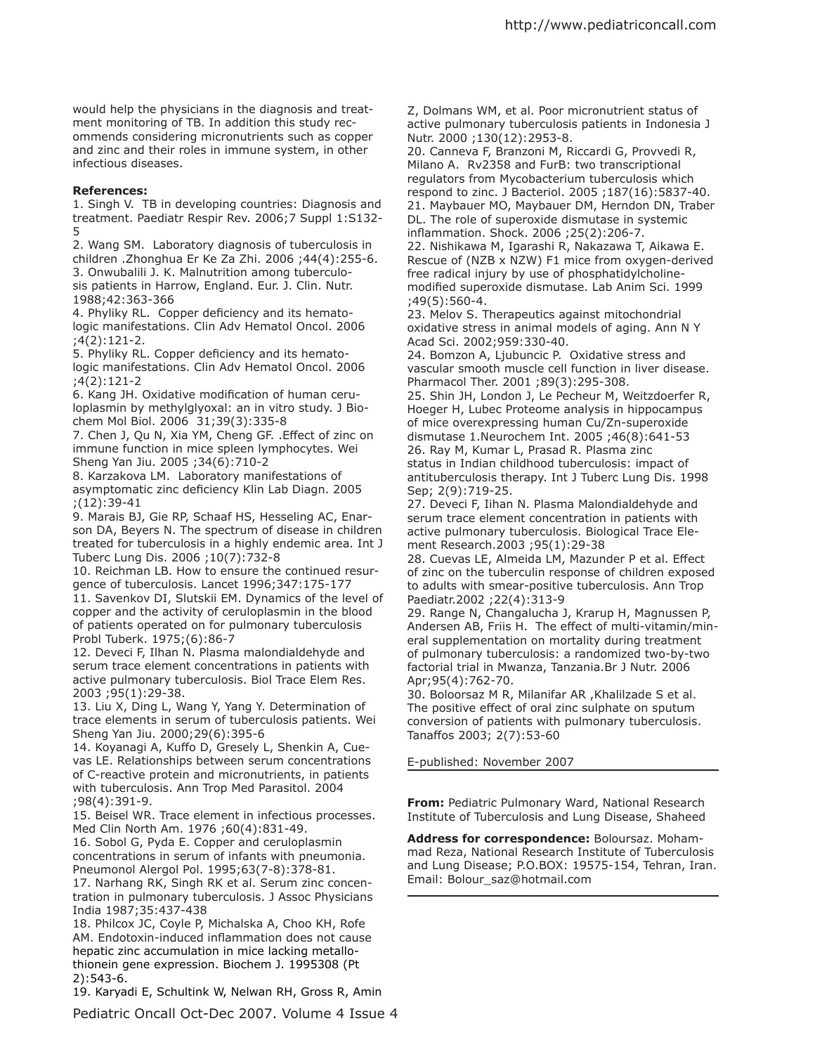would help the physicians in the diagnosis and treatment monitoring of TB. In addition this study recommends considering micronutrients such as copper and zinc and their roles in immune system, in other infectious diseases.

**References:**

1. Singh V. TB in developing countries: Diagnosis and treatment. Paediatr Respir Rev. 2006;7 Suppl 1:S132-5
2. Wang SM. Laboratory diagnosis of tuberculosis in children .Zhonghua Er Ke Za Zhi. 2006 ;44(4):255-6.
3. Onwubalili J. K. Malnutrition among tuberculosis patients in Harrow, England. Eur. J. Clin. Nutr. 1988;42:363-366
4. Phyliky RL. Copper deficiency and its hematologic manifestations. Clin Adv Hematol Oncol. 2006 ;4(2):121-2.
5. Phyliky RL. Copper deficiency and its hematologic manifestations. Clin Adv Hematol Oncol. 2006 ;4(2):121-2
6. Kang JH. Oxidative modification of human ceruloplasmin by methylglyoxal: an in vitro study. J Biochem Mol Biol. 2006 31;39(3):335-8
7. Chen J, Qu N, Xia YM, Cheng GF. .Effect of zinc on immune function in mice spleen lymphocytes. Wei Sheng Yan Jiu. 2005 ;34(6):710-2
8. Karzakova LM. Laboratory manifestations of asymptomatic zinc deficiency Klin Lab Diagn. 2005 ;(12):39-41
9. Marais BJ, Gie RP, Schaaf HS, Hesseling AC, Enarson DA, Beyers N. The spectrum of disease in children treated for tuberculosis in a highly endemic area. Int J Tuberc Lung Dis. 2006 ;10(7):732-8
10. Reichman LB. How to ensure the continued resurgence of tuberculosis. Lancet 1996;347:175-177
11. Savenkov DI, Slutskii EM. Dynamics of the level of copper and the activity of ceruloplasmin in the blood of patients operated on for pulmonary tuberculosis Probl Tuberk. 1975;(6):86-7
12. Deveci F, Ilhan N. Plasma malondialdehyde and serum trace element concentrations in patients with active pulmonary tuberculosis. Biol Trace Elem Res. 2003 ;95(1):29-38.
13. Liu X, Ding L, Wang Y, Yang Y. Determination of trace elements in serum of tuberculosis patients. Wei Sheng Yan Jiu. 2000;29(6):395-6
14. Koyanagi A, Kuffo D, Gresely L, Shenkin A, Cuevas LE. Relationships between serum concentrations of C-reactive protein and micronutrients, in patients with tuberculosis. Ann Trop Med Parasitol. 2004 ;98(4):391-9.
15. Beisel WR. Trace element in infectious processes. Med Clin North Am. 1976 ;60(4):831-49.
16. Sobol G, Pyda E. Copper and ceruloplasmin concentrations in serum of infants with pneumonia. Pneumonol Alergol Pol. 1995;63(7-8):378-81.
17. Narhang RK, Singh RK et al. Serum zinc concentration in pulmonary tuberculosis. J Assoc Physicians India 1987;35:437-438
18. Philcox JC, Coyle P, Michalska A, Choo KH, Rofe AM. Endotoxin-induced inflammation does not cause hepatic zinc accumulation in mice lacking metallothionein gene expression. Biochem J. 1995308 (Pt 2):543-6.
19. Karyadi E, Schultink W, Nelwan RH, Gross R, Amin Z, Dolmans WM, et al. Poor micronutrient status of active pulmonary tuberculosis patients in Indonesia J Nutr. 2000 ;130(12):2953-8.
20. Canneva F, Branzoni M, Riccardi G, Provvedi R, Milano A. Rv2358 and FurB: two transcriptional regulators from Mycobacterium tuberculosis which respond to zinc. J Bacteriol. 2005 ;187(16):5837-40.
21. Maybauer MO, Maybauer DM, Herndon DN, Traber DL. The role of superoxide dismutase in systemic inflammation. Shock. 2006 ;25(2):206-7.
22. Nishikawa M, Igarashi R, Nakazawa T, Aikawa E. Rescue of (NZB x NZW) F1 mice from oxygen-derived free radical injury by use of phosphatidylcholine-modified superoxide dismutase. Lab Anim Sci. 1999 ;49(5):560-4.
23. Melov S. Therapeutics against mitochondrial oxidative stress in animal models of aging. Ann N Y Acad Sci. 2002;959:330-40.
24. Bomzon A, Ljubuncic P. Oxidative stress and vascular smooth muscle cell function in liver disease. Pharmacol Ther. 2001 ;89(3):295-308.
25. Shin JH, London J, Le Pecheur M, Weitzdoerfer R, Hoeger H, Lubec Proteome analysis in hippocampus of mice overexpressing human Cu/Zn-superoxide dismutase 1.Neurochem Int. 2005 ;46(8):641-53
26. Ray M, Kumar L, Prasad R. Plasma zinc status in Indian childhood tuberculosis: impact of antituberculosis therapy. Int J Tuberc Lung Dis. 1998 Sep; 2(9):719-25.
27. Deveci F, Iihan N. Plasma Malondialdehyde and serum trace element concentration in patients with active pulmonary tuberculosis. Biological Trace Element Research.2003 ;95(1):29-38
28. Cuevas LE, Almeida LM, Mazunder P et al. Effect of zinc on the tuberculin response of children exposed to adults with smear-positive tuberculosis. Ann Trop Paediatr.2002 ;22(4):313-9
29. Range N, Changalucha J, Krarup H, Magnussen P, Andersen AB, Friis H. The effect of multi-vitamin/mineral supplementation on mortality during treatment of pulmonary tuberculosis: a randomized two-by-two factorial trial in Mwanza, Tanzania.Br J Nutr. 2006 Apr;95(4):762-70.
30. Boloorsaz M R, Milanifar AR ,Khalilzade S et al. The positive effect of oral zinc sulphate on sputum conversion of patients with pulmonary tuberculosis. Tanaffos 2003; 2(7):53-60

E-published: November 2007

**From:** Pediatric Pulmonary Ward, National Research Institute of Tuberculosis and Lung Disease, Shaheed

**Address for correspondence:** Boloursaz. Mohammad Reza, National Research Institute of Tuberculosis and Lung Disease; P.O.BOX: 19575-154, Tehran, Iran. Email: Bolour_saz@hotmail.com